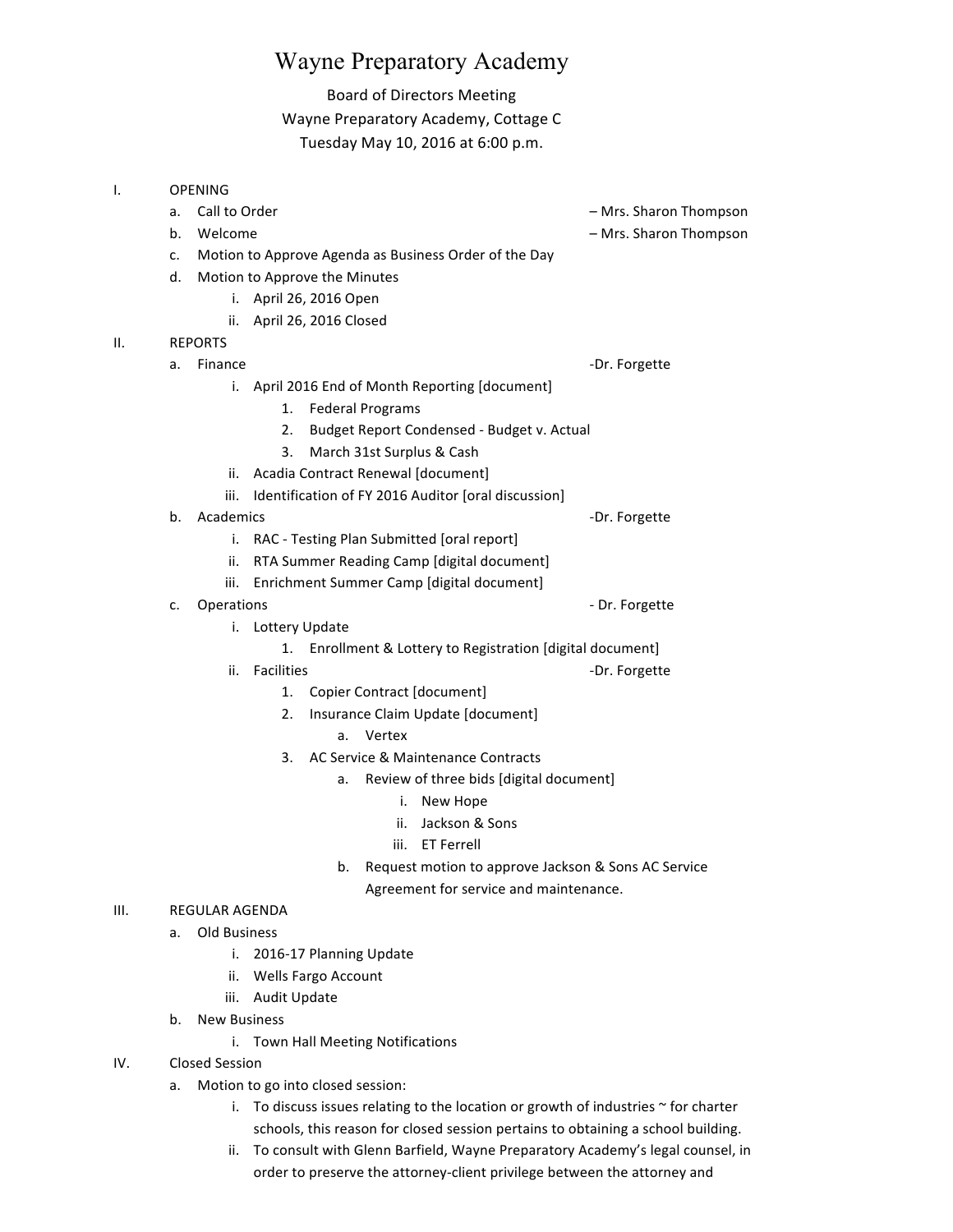# Wayne Preparatory Academy

Board of Directors Meeting
Wayne Preparatory Academy, Cottage C
Tuesday May 10, 2016 at 6:00 p.m.

I. OPENING
   a. Call to Order – Mrs. Sharon Thompson
   b. Welcome – Mrs. Sharon Thompson
   c. Motion to Approve Agenda as Business Order of the Day
   d. Motion to Approve the Minutes
      i. April 26, 2016 Open
      ii. April 26, 2016 Closed

II. REPORTS
   a. Finance -Dr. Forgette
      i. April 2016 End of Month Reporting [document]
         1. Federal Programs
         2. Budget Report Condensed - Budget v. Actual
         3. March 31st Surplus & Cash
      ii. Acadia Contract Renewal [document]
      iii. Identification of FY 2016 Auditor [oral discussion]
   b. Academics -Dr. Forgette
      i. RAC - Testing Plan Submitted [oral report]
      ii. RTA Summer Reading Camp [digital document]
      iii. Enrichment Summer Camp [digital document]
   c. Operations - Dr. Forgette
      i. Lottery Update
         1. Enrollment & Lottery to Registration [digital document]
      ii. Facilities -Dr. Forgette
         1. Copier Contract [document]
         2. Insurance Claim Update [document]
            a. Vertex
         3. AC Service & Maintenance Contracts
            a. Review of three bids [digital document]
               i. New Hope
               ii. Jackson & Sons
               iii. ET Ferrell
            b. Request motion to approve Jackson & Sons AC Service Agreement for service and maintenance.

III. REGULAR AGENDA
   a. Old Business
      i. 2016-17 Planning Update
      ii. Wells Fargo Account
      iii. Audit Update
   b. New Business
      i. Town Hall Meeting Notifications

IV. Closed Session
   a. Motion to go into closed session:
      i. To discuss issues relating to the location or growth of industries ~ for charter schools, this reason for closed session pertains to obtaining a school building.
      ii. To consult with Glenn Barfield, Wayne Preparatory Academy's legal counsel, in order to preserve the attorney-client privilege between the attorney and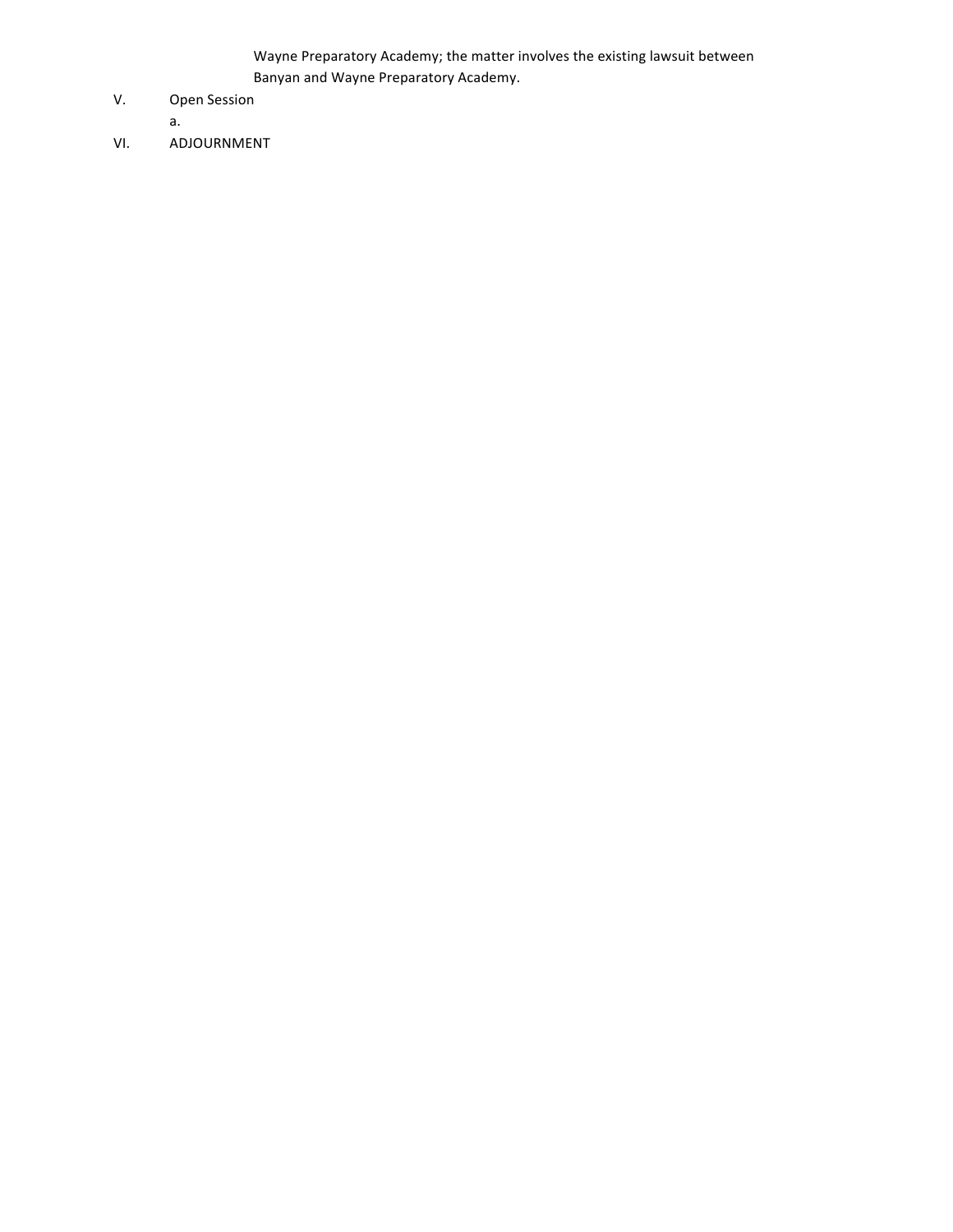Wayne Preparatory Academy; the matter involves the existing lawsuit between Banyan and Wayne Preparatory Academy.

V. Open Session

a.

VI. ADJOURNMENT